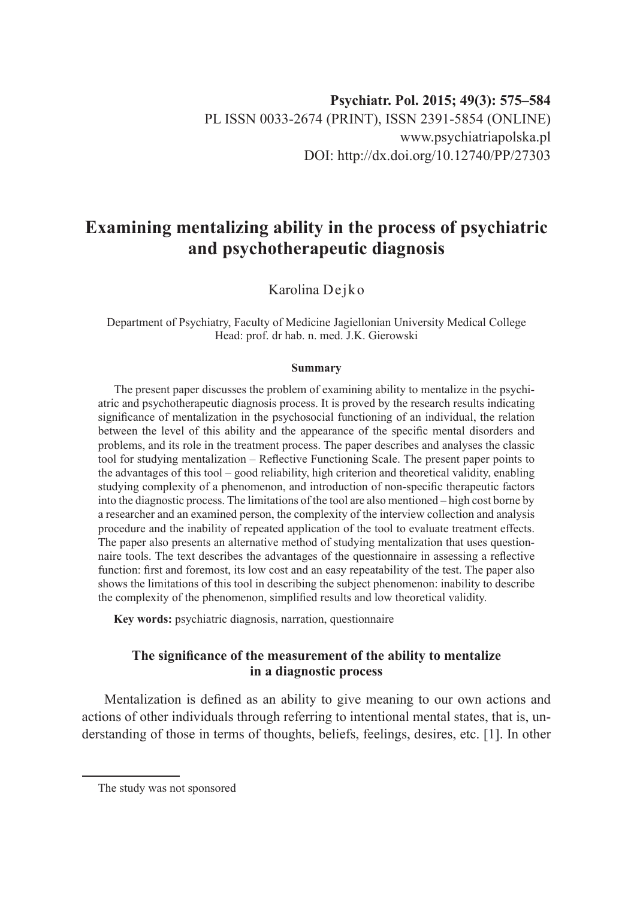Psychiatr. Pol. 2015; 49(3): 575–584
PL ISSN 0033-2674 (PRINT), ISSN 2391-5854 (ONLINE)
www.psychiatriapolska.pl
DOI: http://dx.doi.org/10.12740/PP/27303

# Examining mentalizing ability in the process of psychiatric and psychotherapeutic diagnosis

Karolina Dejko

Department of Psychiatry, Faculty of Medicine Jagiellonian University Medical College
Head: prof. dr hab. n. med. J.K. Gierowski

**Summary**

The present paper discusses the problem of examining ability to mentalize in the psychiatric and psychotherapeutic diagnosis process. It is proved by the research results indicating significance of mentalization in the psychosocial functioning of an individual, the relation between the level of this ability and the appearance of the specific mental disorders and problems, and its role in the treatment process. The paper describes and analyses the classic tool for studying mentalization – Reflective Functioning Scale. The present paper points to the advantages of this tool – good reliability, high criterion and theoretical validity, enabling studying complexity of a phenomenon, and introduction of non-specific therapeutic factors into the diagnostic process. The limitations of the tool are also mentioned – high cost borne by a researcher and an examined person, the complexity of the interview collection and analysis procedure and the inability of repeated application of the tool to evaluate treatment effects. The paper also presents an alternative method of studying mentalization that uses questionnaire tools. The text describes the advantages of the questionnaire in assessing a reflective function: first and foremost, its low cost and an easy repeatability of the test. The paper also shows the limitations of this tool in describing the subject phenomenon: inability to describe the complexity of the phenomenon, simplified results and low theoretical validity.

**Key words:** psychiatric diagnosis, narration, questionnaire

## The significance of the measurement of the ability to mentalize in a diagnostic process

Mentalization is defined as an ability to give meaning to our own actions and actions of other individuals through referring to intentional mental states, that is, understanding of those in terms of thoughts, beliefs, feelings, desires, etc. [1]. In other

The study was not sponsored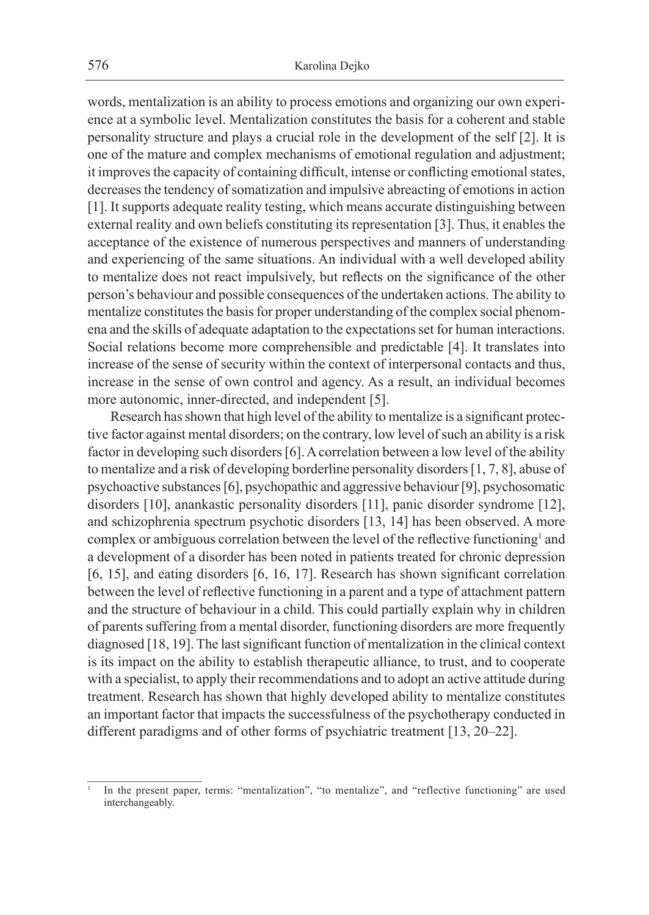words, mentalization is an ability to process emotions and organizing our own experience at a symbolic level. Mentalization constitutes the basis for a coherent and stable personality structure and plays a crucial role in the development of the self [2]. It is one of the mature and complex mechanisms of emotional regulation and adjustment; it improves the capacity of containing difficult, intense or conflicting emotional states, decreases the tendency of somatization and impulsive abreacting of emotions in action [1]. It supports adequate reality testing, which means accurate distinguishing between external reality and own beliefs constituting its representation [3]. Thus, it enables the acceptance of the existence of numerous perspectives and manners of understanding and experiencing of the same situations. An individual with a well developed ability to mentalize does not react impulsively, but reflects on the significance of the other person's behaviour and possible consequences of the undertaken actions. The ability to mentalize constitutes the basis for proper understanding of the complex social phenomena and the skills of adequate adaptation to the expectations set for human interactions. Social relations become more comprehensible and predictable [4]. It translates into increase of the sense of security within the context of interpersonal contacts and thus, increase in the sense of own control and agency. As a result, an individual becomes more autonomic, inner-directed, and independent [5].

Research has shown that high level of the ability to mentalize is a significant protective factor against mental disorders; on the contrary, low level of such an ability is a risk factor in developing such disorders [6]. A correlation between a low level of the ability to mentalize and a risk of developing borderline personality disorders [1, 7, 8], abuse of psychoactive substances [6], psychopathic and aggressive behaviour [9], psychosomatic disorders [10], anankastic personality disorders [11], panic disorder syndrome [12], and schizophrenia spectrum psychotic disorders [13, 14] has been observed. A more complex or ambiguous correlation between the level of the reflective functioning[1] and a development of a disorder has been noted in patients treated for chronic depression [6, 15], and eating disorders [6, 16, 17]. Research has shown significant correlation between the level of reflective functioning in a parent and a type of attachment pattern and the structure of behaviour in a child. This could partially explain why in children of parents suffering from a mental disorder, functioning disorders are more frequently diagnosed [18, 19]. The last significant function of mentalization in the clinical context is its impact on the ability to establish therapeutic alliance, to trust, and to cooperate with a specialist, to apply their recommendations and to adopt an active attitude during treatment. Research has shown that highly developed ability to mentalize constitutes an important factor that impacts the successfulness of the psychotherapy conducted in different paradigms and of other forms of psychiatric treatment [13, 20–22].

---

[1] In the present paper, terms: "mentalization", "to mentalize", and "reflective functioning" are used interchangeably.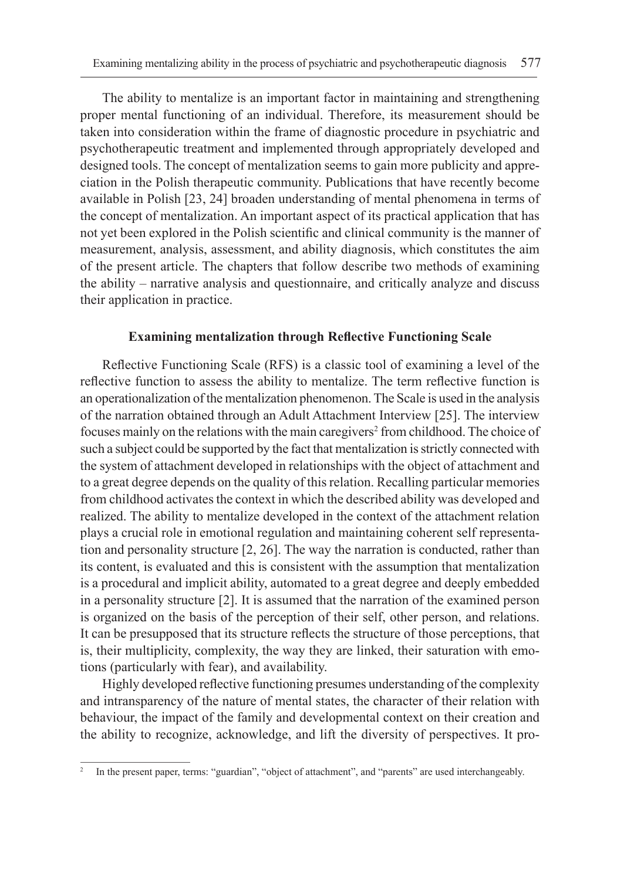The ability to mentalize is an important factor in maintaining and strengthening proper mental functioning of an individual. Therefore, its measurement should be taken into consideration within the frame of diagnostic procedure in psychiatric and psychotherapeutic treatment and implemented through appropriately developed and designed tools. The concept of mentalization seems to gain more publicity and appreciation in the Polish therapeutic community. Publications that have recently become available in Polish [23, 24] broaden understanding of mental phenomena in terms of the concept of mentalization. An important aspect of its practical application that has not yet been explored in the Polish scientific and clinical community is the manner of measurement, analysis, assessment, and ability diagnosis, which constitutes the aim of the present article. The chapters that follow describe two methods of examining the ability – narrative analysis and questionnaire, and critically analyze and discuss their application in practice.

### Examining mentalization through Reflective Functioning Scale

Reflective Functioning Scale (RFS) is a classic tool of examining a level of the reflective function to assess the ability to mentalize. The term reflective function is an operationalization of the mentalization phenomenon. The Scale is used in the analysis of the narration obtained through an Adult Attachment Interview [25]. The interview focuses mainly on the relations with the main caregivers[2] from childhood. The choice of such a subject could be supported by the fact that mentalization is strictly connected with the system of attachment developed in relationships with the object of attachment and to a great degree depends on the quality of this relation. Recalling particular memories from childhood activates the context in which the described ability was developed and realized. The ability to mentalize developed in the context of the attachment relation plays a crucial role in emotional regulation and maintaining coherent self representation and personality structure [2, 26]. The way the narration is conducted, rather than its content, is evaluated and this is consistent with the assumption that mentalization is a procedural and implicit ability, automated to a great degree and deeply embedded in a personality structure [2]. It is assumed that the narration of the examined person is organized on the basis of the perception of their self, other person, and relations. It can be presupposed that its structure reflects the structure of those perceptions, that is, their multiplicity, complexity, the way they are linked, their saturation with emotions (particularly with fear), and availability.

Highly developed reflective functioning presumes understanding of the complexity and intransparency of the nature of mental states, the character of their relation with behaviour, the impact of the family and developmental context on their creation and the ability to recognize, acknowledge, and lift the diversity of perspectives. It pro-

[2] In the present paper, terms: "guardian", "object of attachment", and "parents" are used interchangeably.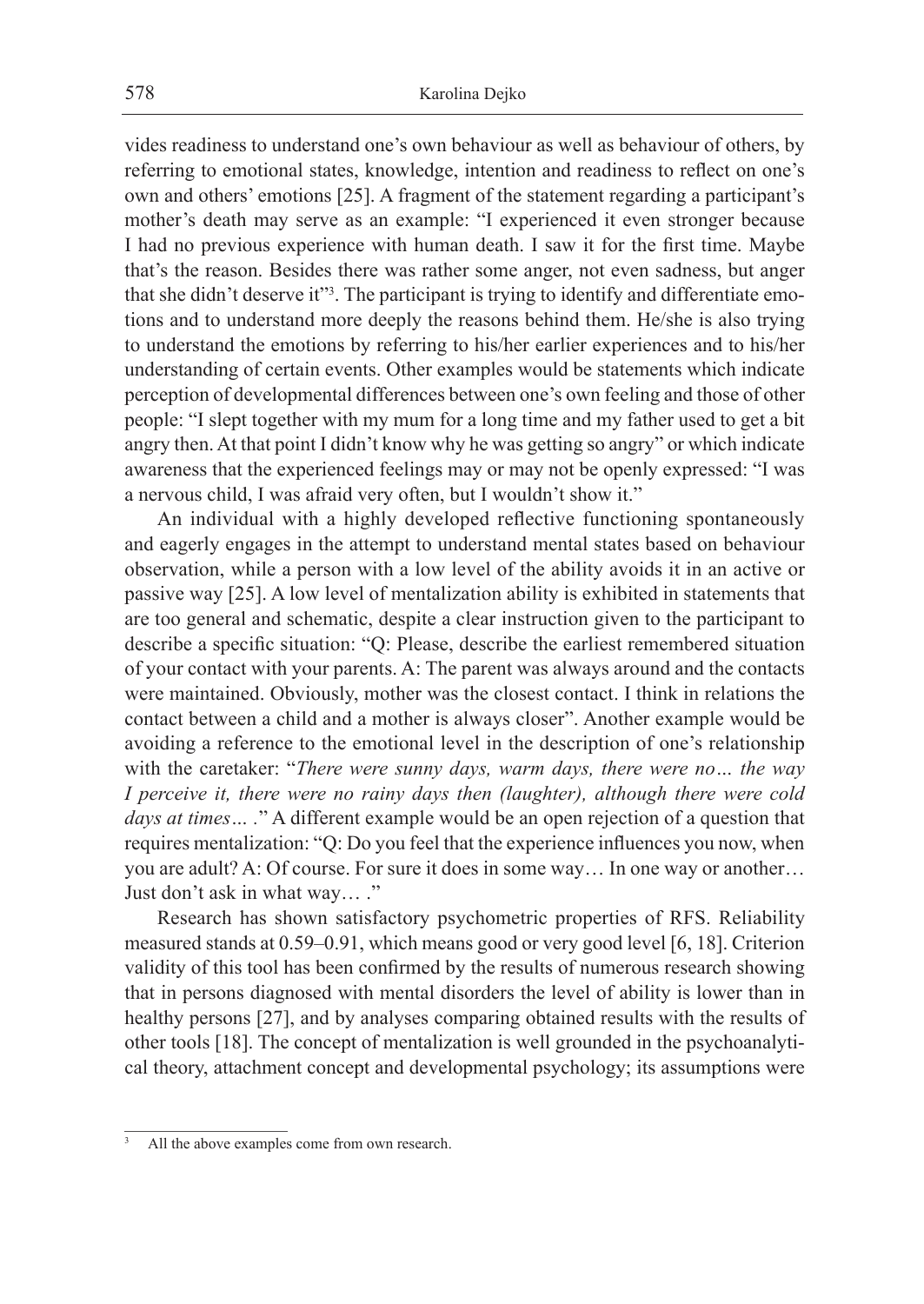vides readiness to understand one's own behaviour as well as behaviour of others, by referring to emotional states, knowledge, intention and readiness to reflect on one's own and others' emotions [25]. A fragment of the statement regarding a participant's mother's death may serve as an example: "I experienced it even stronger because I had no previous experience with human death. I saw it for the first time. Maybe that's the reason. Besides there was rather some anger, not even sadness, but anger that she didn't deserve it"[3]. The participant is trying to identify and differentiate emotions and to understand more deeply the reasons behind them. He/she is also trying to understand the emotions by referring to his/her earlier experiences and to his/her understanding of certain events. Other examples would be statements which indicate perception of developmental differences between one's own feeling and those of other people: "I slept together with my mum for a long time and my father used to get a bit angry then. At that point I didn't know why he was getting so angry" or which indicate awareness that the experienced feelings may or may not be openly expressed: "I was a nervous child, I was afraid very often, but I wouldn't show it."

An individual with a highly developed reflective functioning spontaneously and eagerly engages in the attempt to understand mental states based on behaviour observation, while a person with a low level of the ability avoids it in an active or passive way [25]. A low level of mentalization ability is exhibited in statements that are too general and schematic, despite a clear instruction given to the participant to describe a specific situation: "Q: Please, describe the earliest remembered situation of your contact with your parents. A: The parent was always around and the contacts were maintained. Obviously, mother was the closest contact. I think in relations the contact between a child and a mother is always closer". Another example would be avoiding a reference to the emotional level in the description of one's relationship with the caretaker: "*There were sunny days, warm days, there were no… the way I perceive it, there were no rainy days then (laughter), although there were cold days at times… .*" A different example would be an open rejection of a question that requires mentalization: "Q: Do you feel that the experience influences you now, when you are adult? A: Of course. For sure it does in some way… In one way or another… Just don't ask in what way… ."

Research has shown satisfactory psychometric properties of RFS. Reliability measured stands at 0.59–0.91, which means good or very good level [6, 18]. Criterion validity of this tool has been confirmed by the results of numerous research showing that in persons diagnosed with mental disorders the level of ability is lower than in healthy persons [27], and by analyses comparing obtained results with the results of other tools [18]. The concept of mentalization is well grounded in the psychoanalytical theory, attachment concept and developmental psychology; its assumptions were

---

[3] All the above examples come from own research.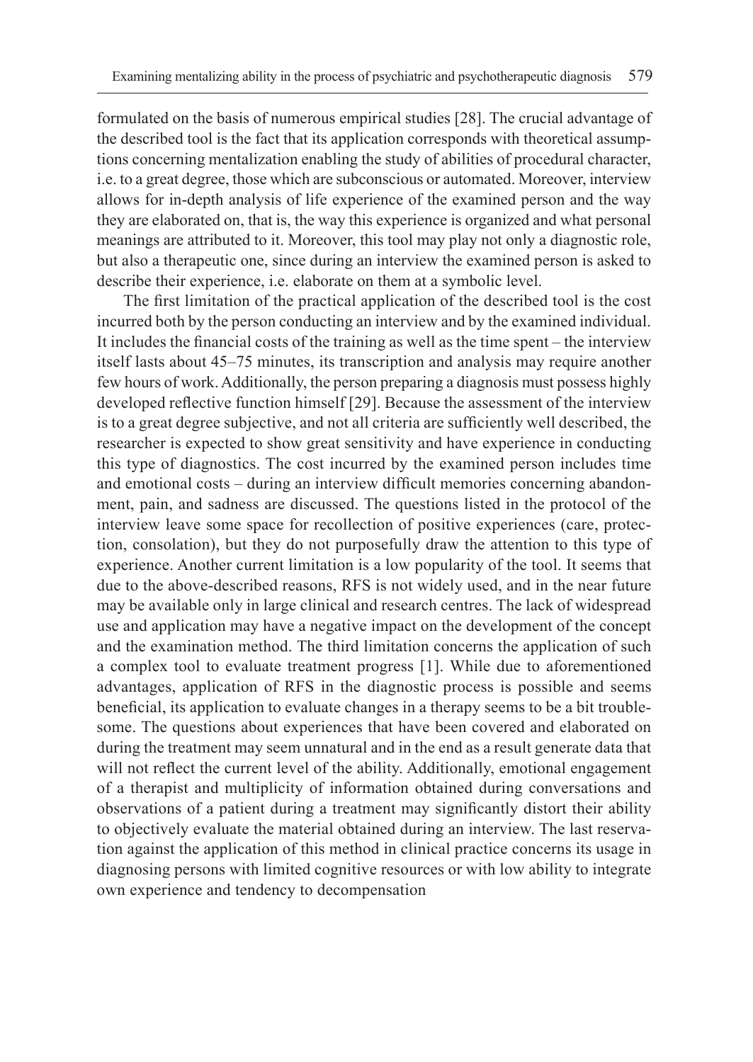formulated on the basis of numerous empirical studies [28]. The crucial advantage of the described tool is the fact that its application corresponds with theoretical assumptions concerning mentalization enabling the study of abilities of procedural character, i.e. to a great degree, those which are subconscious or automated. Moreover, interview allows for in-depth analysis of life experience of the examined person and the way they are elaborated on, that is, the way this experience is organized and what personal meanings are attributed to it. Moreover, this tool may play not only a diagnostic role, but also a therapeutic one, since during an interview the examined person is asked to describe their experience, i.e. elaborate on them at a symbolic level.

The first limitation of the practical application of the described tool is the cost incurred both by the person conducting an interview and by the examined individual. It includes the financial costs of the training as well as the time spent – the interview itself lasts about 45–75 minutes, its transcription and analysis may require another few hours of work. Additionally, the person preparing a diagnosis must possess highly developed reflective function himself [29]. Because the assessment of the interview is to a great degree subjective, and not all criteria are sufficiently well described, the researcher is expected to show great sensitivity and have experience in conducting this type of diagnostics. The cost incurred by the examined person includes time and emotional costs – during an interview difficult memories concerning abandonment, pain, and sadness are discussed. The questions listed in the protocol of the interview leave some space for recollection of positive experiences (care, protection, consolation), but they do not purposefully draw the attention to this type of experience. Another current limitation is a low popularity of the tool. It seems that due to the above-described reasons, RFS is not widely used, and in the near future may be available only in large clinical and research centres. The lack of widespread use and application may have a negative impact on the development of the concept and the examination method. The third limitation concerns the application of such a complex tool to evaluate treatment progress [1]. While due to aforementioned advantages, application of RFS in the diagnostic process is possible and seems beneficial, its application to evaluate changes in a therapy seems to be a bit troublesome. The questions about experiences that have been covered and elaborated on during the treatment may seem unnatural and in the end as a result generate data that will not reflect the current level of the ability. Additionally, emotional engagement of a therapist and multiplicity of information obtained during conversations and observations of a patient during a treatment may significantly distort their ability to objectively evaluate the material obtained during an interview. The last reservation against the application of this method in clinical practice concerns its usage in diagnosing persons with limited cognitive resources or with low ability to integrate own experience and tendency to decompensation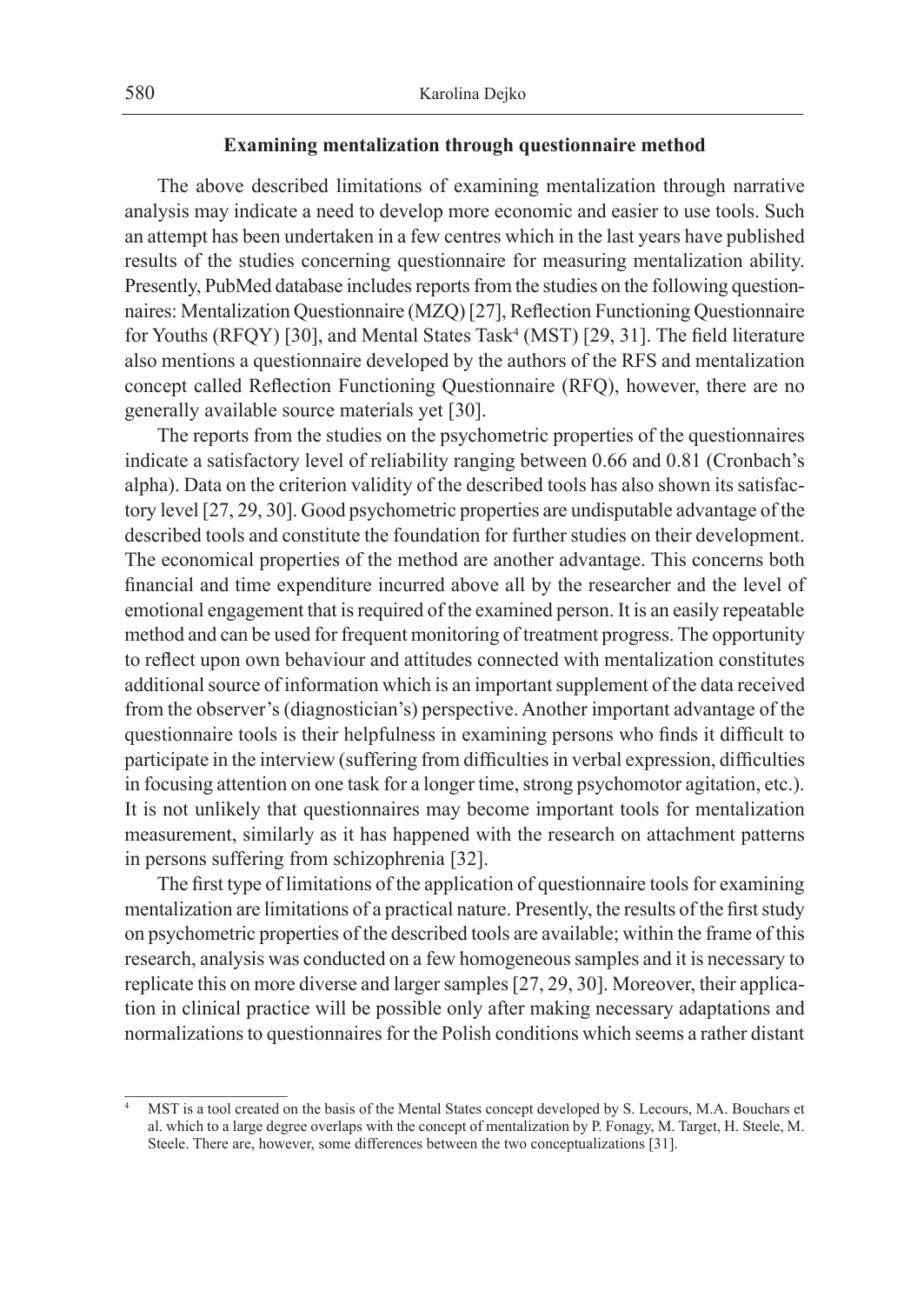### Examining mentalization through questionnaire method

The above described limitations of examining mentalization through narrative analysis may indicate a need to develop more economic and easier to use tools. Such an attempt has been undertaken in a few centres which in the last years have published results of the studies concerning questionnaire for measuring mentalization ability. Presently, PubMed database includes reports from the studies on the following questionnaires: Mentalization Questionnaire (MZQ) [27], Reflection Functioning Questionnaire for Youths (RFQY) [30], and Mental States Task[4] (MST) [29, 31]. The field literature also mentions a questionnaire developed by the authors of the RFS and mentalization concept called Reflection Functioning Questionnaire (RFQ), however, there are no generally available source materials yet [30].

The reports from the studies on the psychometric properties of the questionnaires indicate a satisfactory level of reliability ranging between 0.66 and 0.81 (Cronbach's alpha). Data on the criterion validity of the described tools has also shown its satisfactory level [27, 29, 30]. Good psychometric properties are undisputable advantage of the described tools and constitute the foundation for further studies on their development. The economical properties of the method are another advantage. This concerns both financial and time expenditure incurred above all by the researcher and the level of emotional engagement that is required of the examined person. It is an easily repeatable method and can be used for frequent monitoring of treatment progress. The opportunity to reflect upon own behaviour and attitudes connected with mentalization constitutes additional source of information which is an important supplement of the data received from the observer's (diagnostician's) perspective. Another important advantage of the questionnaire tools is their helpfulness in examining persons who finds it difficult to participate in the interview (suffering from difficulties in verbal expression, difficulties in focusing attention on one task for a longer time, strong psychomotor agitation, etc.). It is not unlikely that questionnaires may become important tools for mentalization measurement, similarly as it has happened with the research on attachment patterns in persons suffering from schizophrenia [32].

The first type of limitations of the application of questionnaire tools for examining mentalization are limitations of a practical nature. Presently, the results of the first study on psychometric properties of the described tools are available; within the frame of this research, analysis was conducted on a few homogeneous samples and it is necessary to replicate this on more diverse and larger samples [27, 29, 30]. Moreover, their application in clinical practice will be possible only after making necessary adaptations and normalizations to questionnaires for the Polish conditions which seems a rather distant

---

[4] MST is a tool created on the basis of the Mental States concept developed by S. Lecours, M.A. Bouchars et al. which to a large degree overlaps with the concept of mentalization by P. Fonagy, M. Target, H. Steele, M. Steele. There are, however, some differences between the two conceptualizations [31].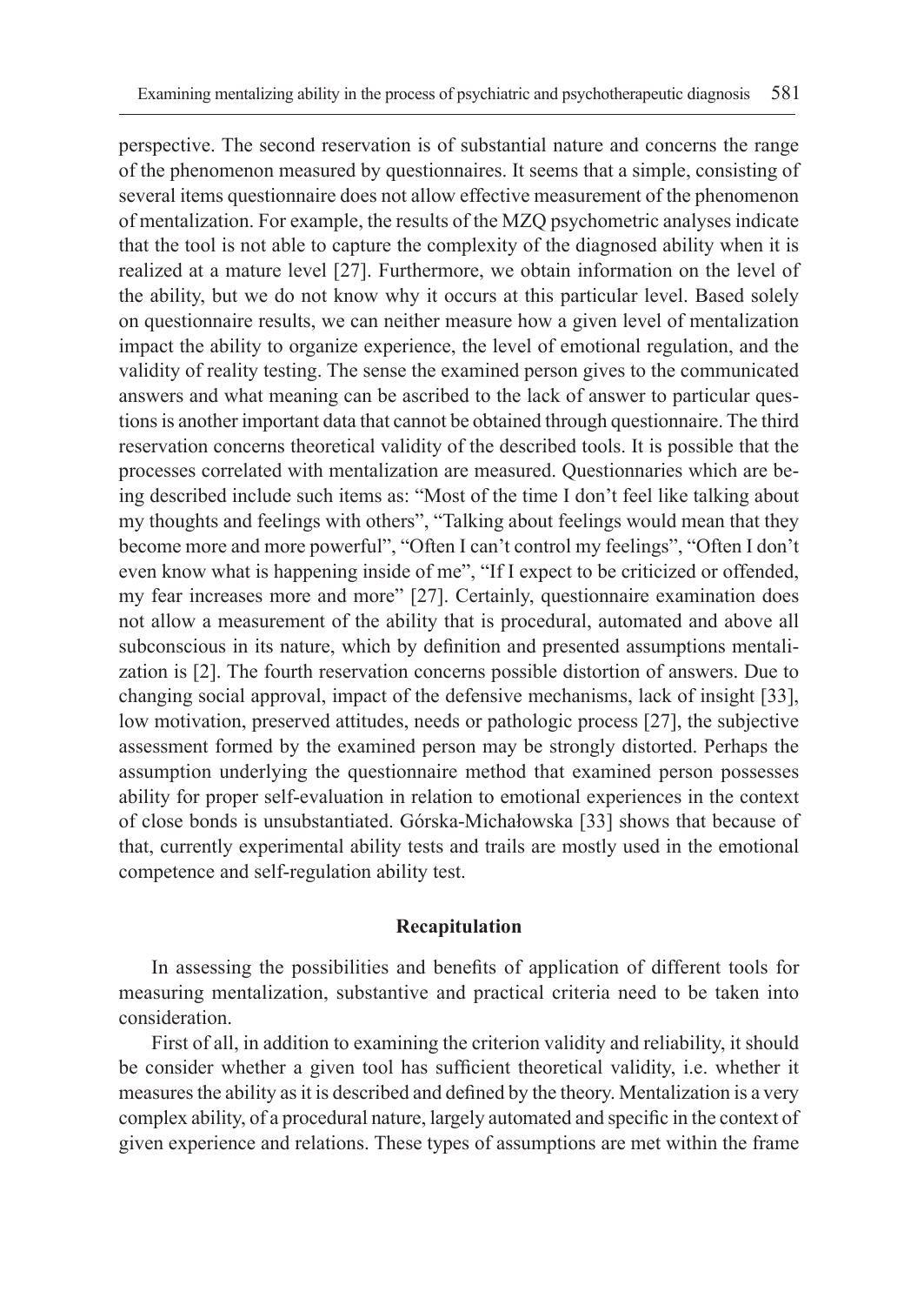perspective. The second reservation is of substantial nature and concerns the range of the phenomenon measured by questionnaires. It seems that a simple, consisting of several items questionnaire does not allow effective measurement of the phenomenon of mentalization. For example, the results of the MZQ psychometric analyses indicate that the tool is not able to capture the complexity of the diagnosed ability when it is realized at a mature level [27]. Furthermore, we obtain information on the level of the ability, but we do not know why it occurs at this particular level. Based solely on questionnaire results, we can neither measure how a given level of mentalization impact the ability to organize experience, the level of emotional regulation, and the validity of reality testing. The sense the examined person gives to the communicated answers and what meaning can be ascribed to the lack of answer to particular questions is another important data that cannot be obtained through questionnaire. The third reservation concerns theoretical validity of the described tools. It is possible that the processes correlated with mentalization are measured. Questionnaries which are being described include such items as: "Most of the time I don't feel like talking about my thoughts and feelings with others", "Talking about feelings would mean that they become more and more powerful", "Often I can't control my feelings", "Often I don't even know what is happening inside of me", "If I expect to be criticized or offended, my fear increases more and more" [27]. Certainly, questionnaire examination does not allow a measurement of the ability that is procedural, automated and above all subconscious in its nature, which by definition and presented assumptions mentalization is [2]. The fourth reservation concerns possible distortion of answers. Due to changing social approval, impact of the defensive mechanisms, lack of insight [33], low motivation, preserved attitudes, needs or pathologic process [27], the subjective assessment formed by the examined person may be strongly distorted. Perhaps the assumption underlying the questionnaire method that examined person possesses ability for proper self-evaluation in relation to emotional experiences in the context of close bonds is unsubstantiated. Górska-Michałowska [33] shows that because of that, currently experimental ability tests and trails are mostly used in the emotional competence and self-regulation ability test.

## Recapitulation

In assessing the possibilities and benefits of application of different tools for measuring mentalization, substantive and practical criteria need to be taken into consideration.

First of all, in addition to examining the criterion validity and reliability, it should be consider whether a given tool has sufficient theoretical validity, i.e. whether it measures the ability as it is described and defined by the theory. Mentalization is a very complex ability, of a procedural nature, largely automated and specific in the context of given experience and relations. These types of assumptions are met within the frame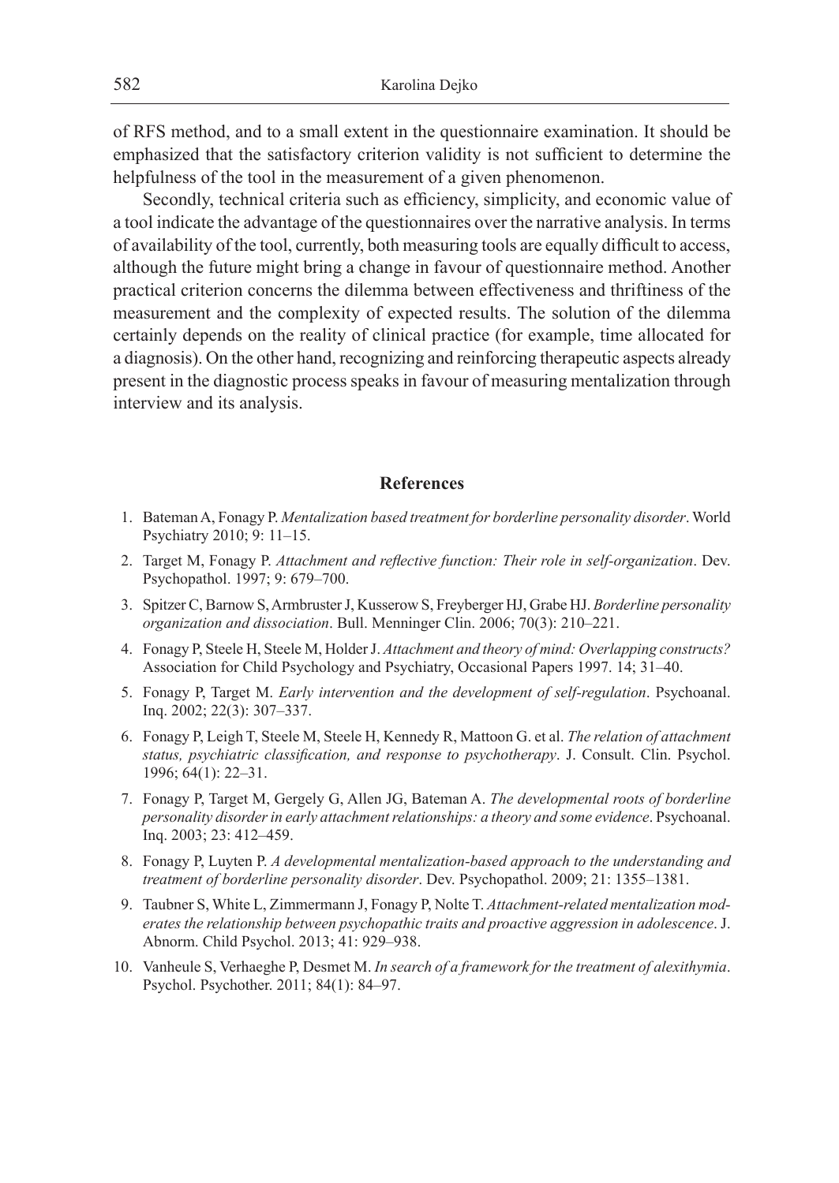of RFS method, and to a small extent in the questionnaire examination. It should be emphasized that the satisfactory criterion validity is not sufficient to determine the helpfulness of the tool in the measurement of a given phenomenon.

Secondly, technical criteria such as efficiency, simplicity, and economic value of a tool indicate the advantage of the questionnaires over the narrative analysis. In terms of availability of the tool, currently, both measuring tools are equally difficult to access, although the future might bring a change in favour of questionnaire method. Another practical criterion concerns the dilemma between effectiveness and thriftiness of the measurement and the complexity of expected results. The solution of the dilemma certainly depends on the reality of clinical practice (for example, time allocated for a diagnosis). On the other hand, recognizing and reinforcing therapeutic aspects already present in the diagnostic process speaks in favour of measuring mentalization through interview and its analysis.

## References

1. Bateman A, Fonagy P. *Mentalization based treatment for borderline personality disorder*. World Psychiatry 2010; 9: 11–15.
2. Target M, Fonagy P. *Attachment and reflective function: Their role in self-organization*. Dev. Psychopathol. 1997; 9: 679–700.
3. Spitzer C, Barnow S, Armbruster J, Kusserow S, Freyberger HJ, Grabe HJ. *Borderline personality organization and dissociation*. Bull. Menninger Clin. 2006; 70(3): 210–221.
4. Fonagy P, Steele H, Steele M, Holder J. *Attachment and theory of mind: Overlapping constructs?* Association for Child Psychology and Psychiatry, Occasional Papers 1997. 14; 31–40.
5. Fonagy P, Target M. *Early intervention and the development of self-regulation*. Psychoanal. Inq. 2002; 22(3): 307–337.
6. Fonagy P, Leigh T, Steele M, Steele H, Kennedy R, Mattoon G. et al. *The relation of attachment status, psychiatric classification, and response to psychotherapy*. J. Consult. Clin. Psychol. 1996; 64(1): 22–31.
7. Fonagy P, Target M, Gergely G, Allen JG, Bateman A. *The developmental roots of borderline personality disorder in early attachment relationships: a theory and some evidence*. Psychoanal. Inq. 2003; 23: 412–459.
8. Fonagy P, Luyten P. *A developmental mentalization-based approach to the understanding and treatment of borderline personality disorder*. Dev. Psychopathol. 2009; 21: 1355–1381.
9. Taubner S, White L, Zimmermann J, Fonagy P, Nolte T. *Attachment-related mentalization moderates the relationship between psychopathic traits and proactive aggression in adolescence*. J. Abnorm. Child Psychol. 2013; 41: 929–938.
10. Vanheule S, Verhaeghe P, Desmet M. *In search of a framework for the treatment of alexithymia*. Psychol. Psychother. 2011; 84(1): 84–97.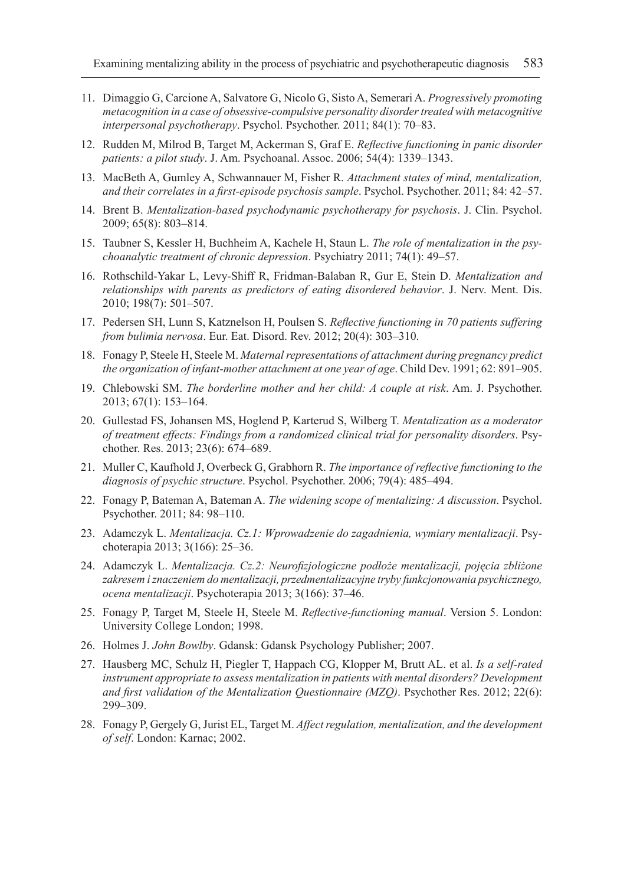11. Dimaggio G, Carcione A, Salvatore G, Nicolo G, Sisto A, Semerari A. *Progressively promoting metacognition in a case of obsessive-compulsive personality disorder treated with metacognitive interpersonal psychotherapy*. Psychol. Psychother. 2011; 84(1): 70–83.
12. Rudden M, Milrod B, Target M, Ackerman S, Graf E. *Reflective functioning in panic disorder patients: a pilot study*. J. Am. Psychoanal. Assoc. 2006; 54(4): 1339–1343.
13. MacBeth A, Gumley A, Schwannauer M, Fisher R. *Attachment states of mind, mentalization, and their correlates in a first-episode psychosis sample*. Psychol. Psychother. 2011; 84: 42–57.
14. Brent B. *Mentalization-based psychodynamic psychotherapy for psychosis*. J. Clin. Psychol. 2009; 65(8): 803–814.
15. Taubner S, Kessler H, Buchheim A, Kachele H, Staun L. *The role of mentalization in the psychoanalytic treatment of chronic depression*. Psychiatry 2011; 74(1): 49–57.
16. Rothschild-Yakar L, Levy-Shiff R, Fridman-Balaban R, Gur E, Stein D. *Mentalization and relationships with parents as predictors of eating disordered behavior*. J. Nerv. Ment. Dis. 2010; 198(7): 501–507.
17. Pedersen SH, Lunn S, Katznelson H, Poulsen S. *Reflective functioning in 70 patients suffering from bulimia nervosa*. Eur. Eat. Disord. Rev. 2012; 20(4): 303–310.
18. Fonagy P, Steele H, Steele M. *Maternal representations of attachment during pregnancy predict the organization of infant-mother attachment at one year of age*. Child Dev. 1991; 62: 891–905.
19. Chlebowski SM. *The borderline mother and her child: A couple at risk*. Am. J. Psychother. 2013; 67(1): 153–164.
20. Gullestad FS, Johansen MS, Hoglend P, Karterud S, Wilberg T. *Mentalization as a moderator of treatment effects: Findings from a randomized clinical trial for personality disorders*. Psychother. Res. 2013; 23(6): 674–689.
21. Muller C, Kaufhold J, Overbeck G, Grabhorn R. *The importance of reflective functioning to the diagnosis of psychic structure*. Psychol. Psychother. 2006; 79(4): 485–494.
22. Fonagy P, Bateman A, Bateman A. *The widening scope of mentalizing: A discussion*. Psychol. Psychother. 2011; 84: 98–110.
23. Adamczyk L. *Mentalizacja. Cz.1: Wprowadzenie do zagadnienia, wymiary mentalizacji*. Psychoterapia 2013; 3(166): 25–36.
24. Adamczyk L. *Mentalizacja. Cz.2: Neurofizjologiczne podłoże mentalizacji, pojęcia zbliżone zakresem i znaczeniem do mentalizacji, przedmentalizacyjne tryby funkcjonowania psychicznego, ocena mentalizacji*. Psychoterapia 2013; 3(166): 37–46.
25. Fonagy P, Target M, Steele H, Steele M. *Reflective-functioning manual*. Version 5. London: University College London; 1998.
26. Holmes J. *John Bowlby*. Gdansk: Gdansk Psychology Publisher; 2007.
27. Hausberg MC, Schulz H, Piegler T, Happach CG, Klopper M, Brutt AL. et al. *Is a self-rated instrument appropriate to assess mentalization in patients with mental disorders? Development and first validation of the Mentalization Questionnaire (MZQ)*. Psychother Res. 2012; 22(6): 299–309.
28. Fonagy P, Gergely G, Jurist EL, Target M. *Affect regulation, mentalization, and the development of self*. London: Karnac; 2002.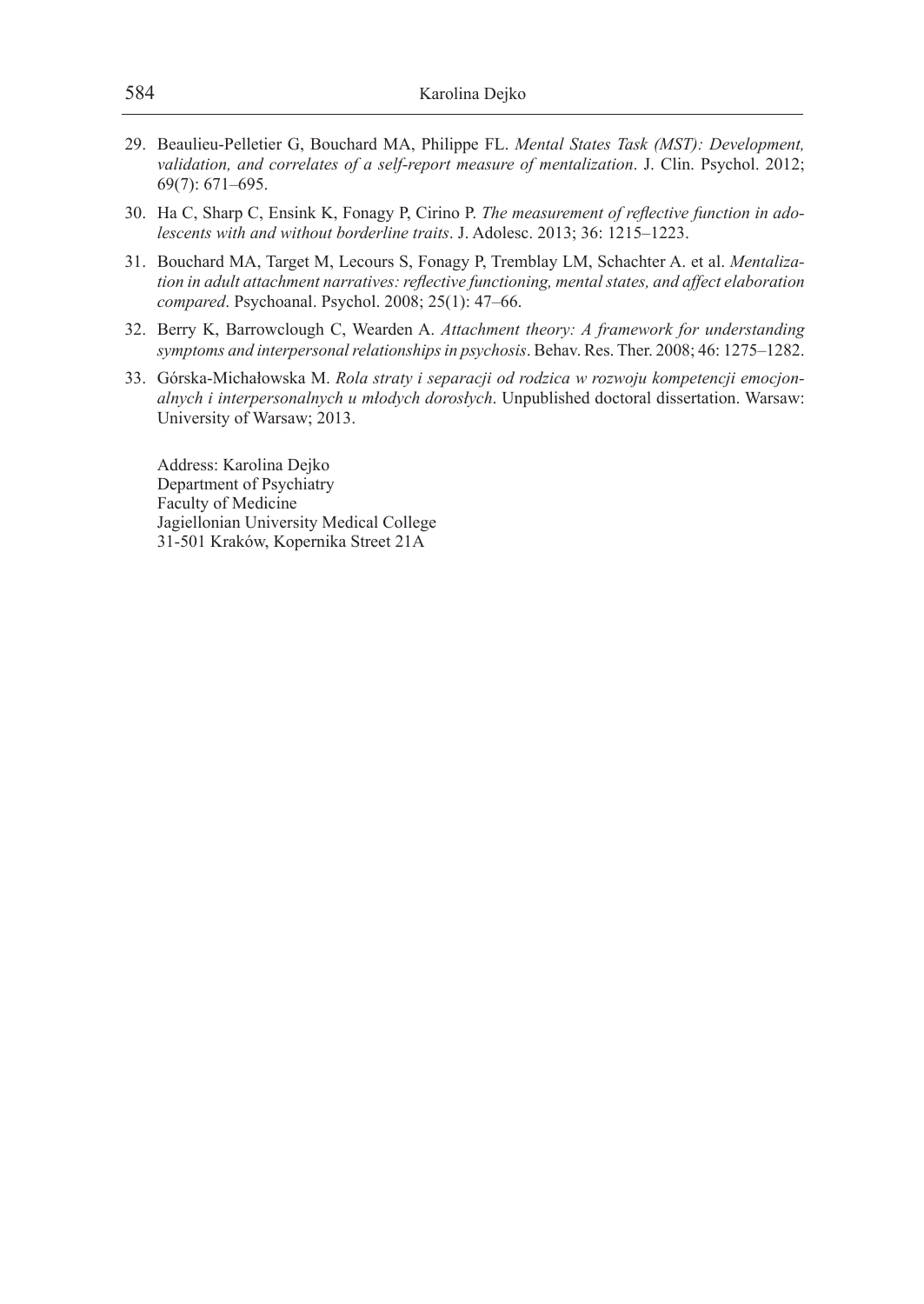29. Beaulieu-Pelletier G, Bouchard MA, Philippe FL. *Mental States Task (MST): Development, validation, and correlates of a self-report measure of mentalization*. J. Clin. Psychol. 2012; 69(7): 671–695.

30. Ha C, Sharp C, Ensink K, Fonagy P, Cirino P. *The measurement of reflective function in adolescents with and without borderline traits*. J. Adolesc. 2013; 36: 1215–1223.

31. Bouchard MA, Target M, Lecours S, Fonagy P, Tremblay LM, Schachter A. et al. *Mentalization in adult attachment narratives: reflective functioning, mental states, and affect elaboration compared*. Psychoanal. Psychol. 2008; 25(1): 47–66.

32. Berry K, Barrowclough C, Wearden A. *Attachment theory: A framework for understanding symptoms and interpersonal relationships in psychosis*. Behav. Res. Ther. 2008; 46: 1275–1282.

33. Górska-Michałowska M. *Rola straty i separacji od rodzica w rozwoju kompetencji emocjonalnych i interpersonalnych u młodych dorosłych*. Unpublished doctoral dissertation. Warsaw: University of Warsaw; 2013.

Address: Karolina Dejko
Department of Psychiatry
Faculty of Medicine
Jagiellonian University Medical College
31-501 Kraków, Kopernika Street 21A